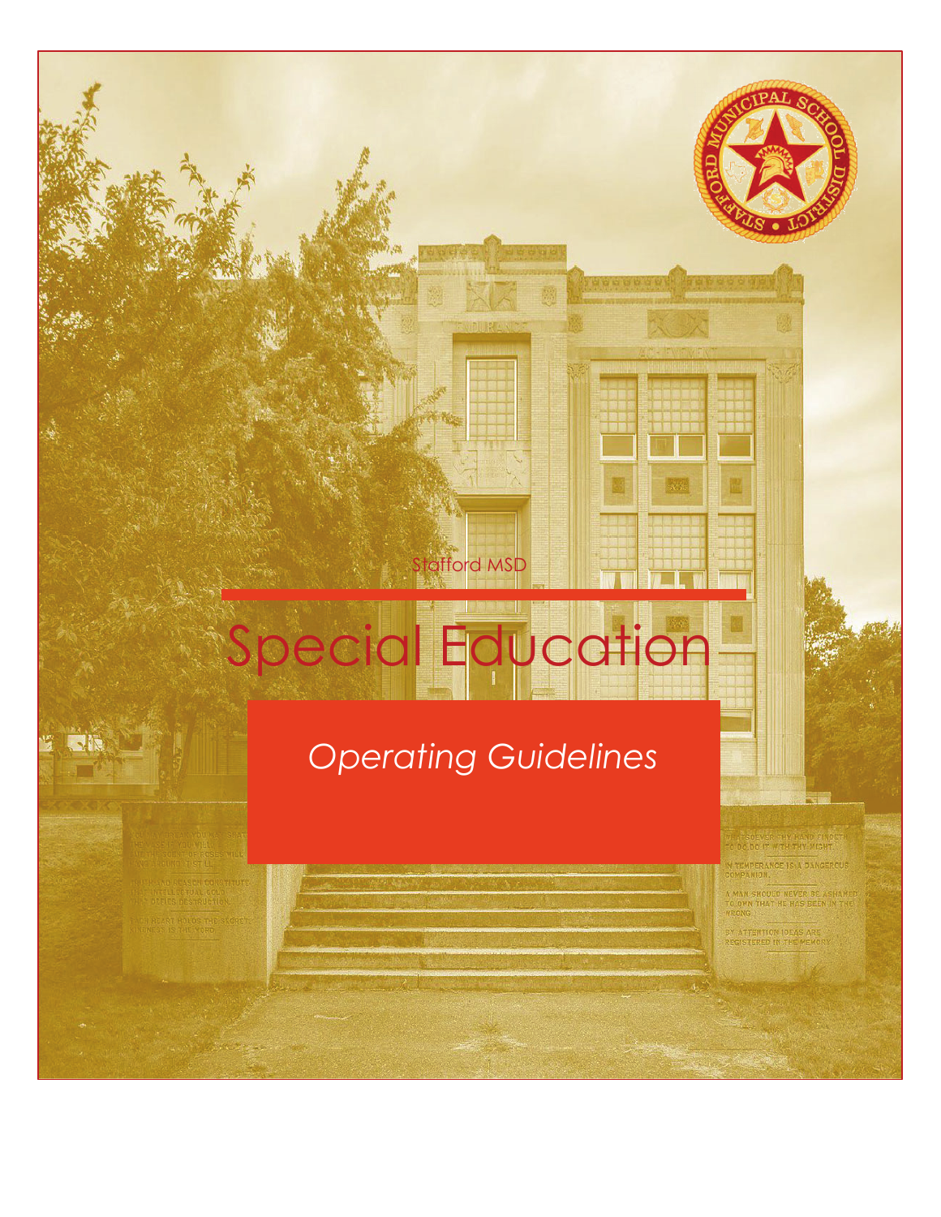Stafford MSD

# Special Education

*Operating Guidelines*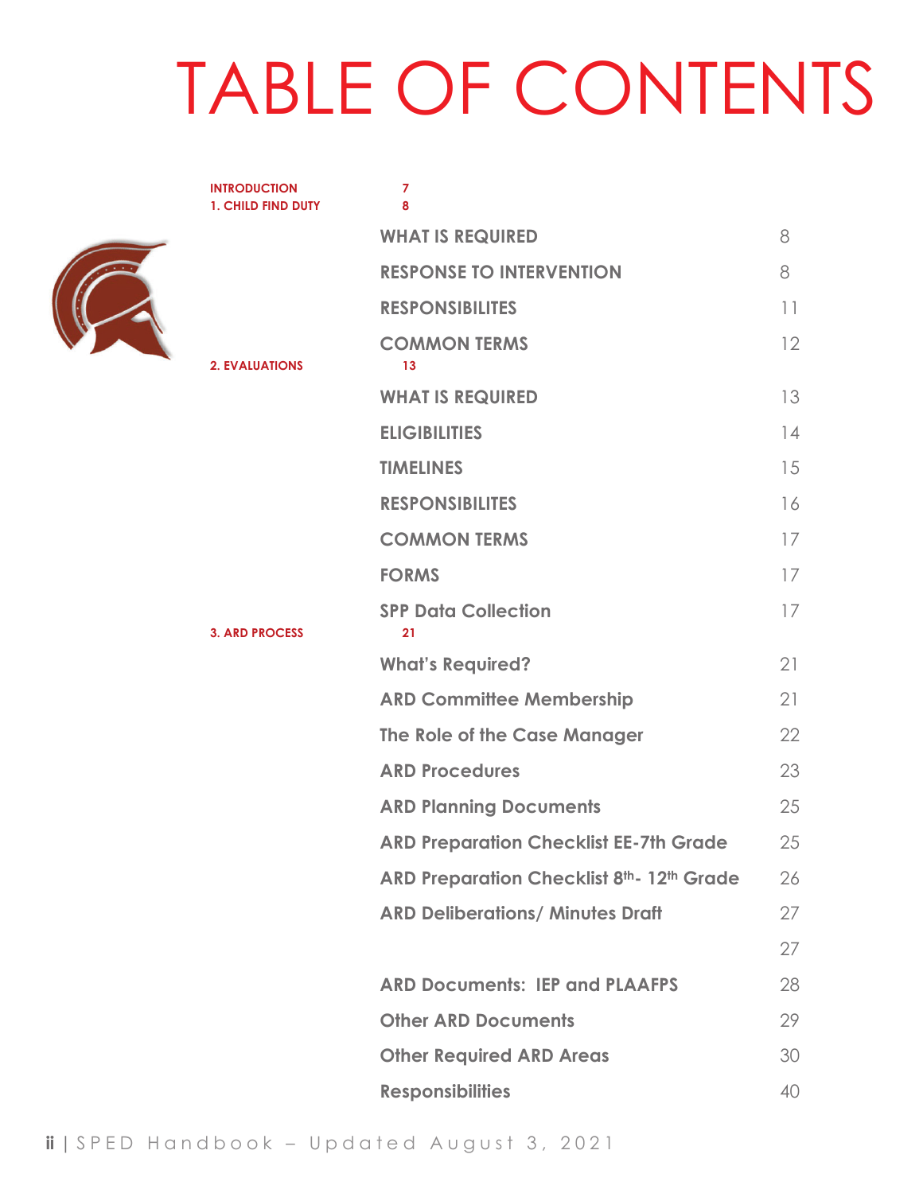# TABLE OF CONTENTS

**INTRODUCTION** 7

**1. CHILD FIND DUTY** 8

- **WHAT IS REQUIRED** 8
- **RESPONSE TO INTERVENTION** 8
- **RESPONSIBILITES** 11
- **COMMON TERMS** 12

**2. EVALUATIONS** 13

- **WHAT IS REQUIRED** 13
- **ELIGIBILITIES** 14
- **TIMELINES** 15
- **RESPONSIBILITES** 16
- **COMMON TERMS** 17
- **FORMS** 17
- **SPP Data Collection** 17

**3. ARD PROCESS** 21

- **What's Required?** 21
- **ARD Committee Membership** 21
- **The Role of the Case Manager** 22
- **ARD Procedures** 23
- **ARD Planning Documents** 25
- **ARD Preparation Checklist EE-7th Grade** 25
- **ARD Preparation Checklist 8th- 12th Grade** 26
- **ARD Deliberations/ Minutes Draft** 27
- 27
- **ARD Documents: IEP and PLAAFPS** 28
- **Other ARD Documents** 29
- **Other Required ARD Areas** 30
- **Responsibilities** 40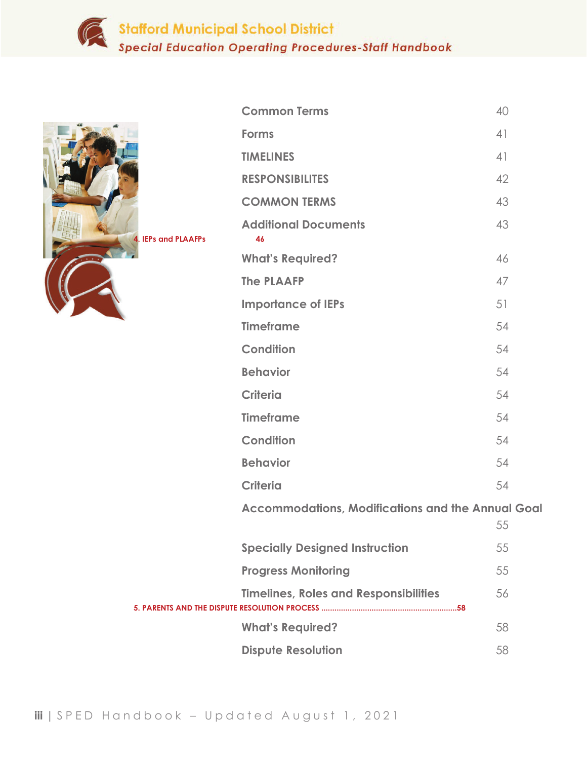| | |
|---|---|
| Common Terms | 40 |
| Forms | 41 |
| TIMELINES | 41 |
| RESPONSIBILITIES | 42 |
| COMMON TERMS | 43 |
| Additional Documents | 43 |
| **4. IEPs and PLAAFPs** | **46** |
| What's Required? | 46 |
| The PLAAFP | 47 |
| Importance of IEPs | 51 |
| Timeframe | 54 |
| Condition | 54 |
| Behavior | 54 |
| Criteria | 54 |
| Timeframe | 54 |
| Condition | 54 |
| Behavior | 54 |
| Criteria | 54 |
| Accommodations, Modifications and the Annual Goal | 55 |
| Specially Designed Instruction | 55 |
| Progress Monitoring | 55 |
| Timelines, Roles and Responsibilities | 56 |
| **5. PARENTS AND THE DISPUTE RESOLUTION PROCESS** | **58** |
| What's Required? | 58 |
| Dispute Resolution | 58 |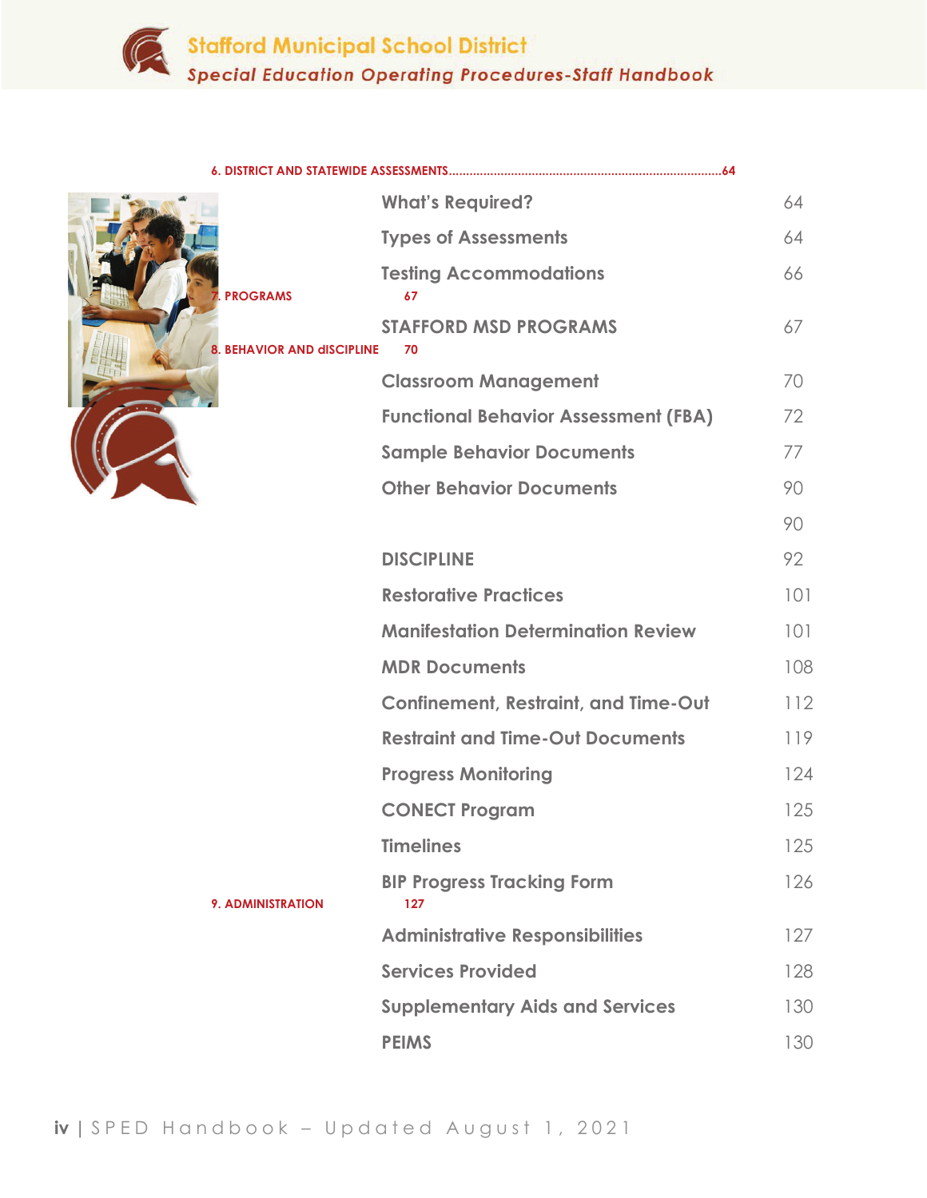6. DISTRICT AND STATEWIDE ASSESSMENTS.......................................................................................64

| | |
|---|---|
| What's Required? | 64 |
| Types of Assessments | 64 |
| Testing Accommodations | 66 |

7. PROGRAMS 67

| | |
|---|---|
| STAFFORD MSD PROGRAMS | 67 |

8. BEHAVIOR AND dISCIPLINE 70

| | |
|---|---|
| Classroom Management | 70 |
| Functional Behavior Assessment (FBA) | 72 |
| Sample Behavior Documents | 77 |
| Other Behavior Documents | 90 |
| | 90 |
| DISCIPLINE | 92 |
| Restorative Practices | 101 |
| Manifestation Determination Review | 101 |
| MDR Documents | 108 |
| Confinement, Restraint, and Time-Out | 112 |
| Restraint and Time-Out Documents | 119 |
| Progress Monitoring | 124 |
| CONECT Program | 125 |
| Timelines | 125 |
| BIP Progress Tracking Form | 126 |

9. ADMINISTRATION 127

| | |
|---|---|
| Administrative Responsibilities | 127 |
| Services Provided | 128 |
| Supplementary Aids and Services | 130 |
| PEIMS | 130 |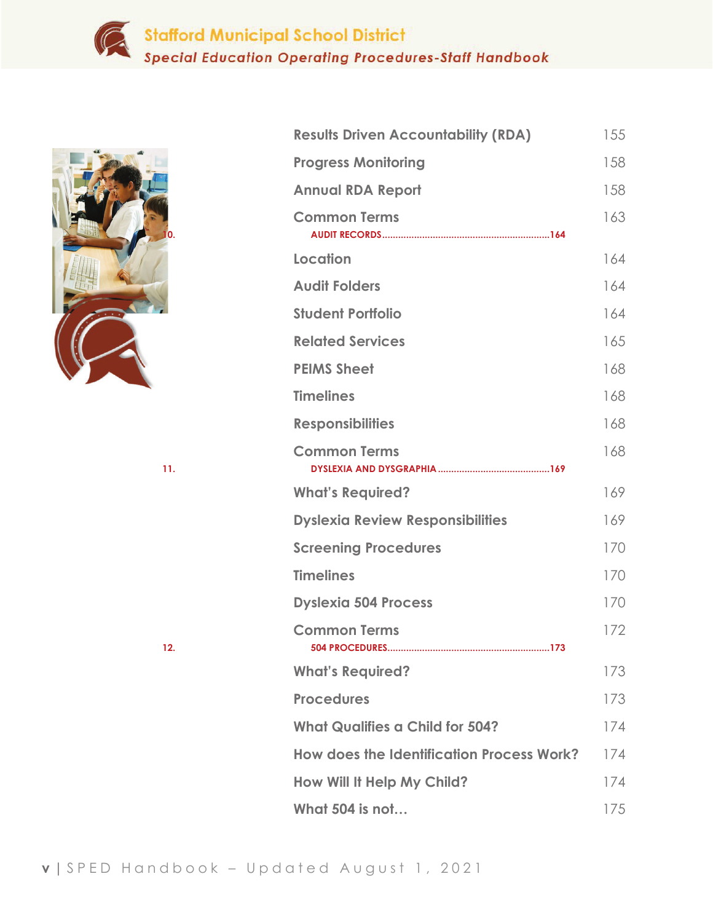| | |
|---|---|
| Results Driven Accountability (RDA) | 155 |
| Progress Monitoring | 158 |
| Annual RDA Report | 158 |
| Common Terms | 163 |
| **10. AUDIT RECORDS** | **164** |
| Location | 164 |
| Audit Folders | 164 |
| Student Portfolio | 164 |
| Related Services | 165 |
| PEIMS Sheet | 168 |
| Timelines | 168 |
| Responsibilities | 168 |
| Common Terms | 168 |
| **11. DYSLEXIA AND DYSGRAPHIA** | **169** |
| What's Required? | 169 |
| Dyslexia Review Responsibilities | 169 |
| Screening Procedures | 170 |
| Timelines | 170 |
| Dyslexia 504 Process | 170 |
| Common Terms | 172 |
| **12. 504 PROCEDURES** | **173** |
| What's Required? | 173 |
| Procedures | 173 |
| What Qualifies a Child for 504? | 174 |
| How does the Identification Process Work? | 174 |
| How Will It Help My Child? | 174 |
| What 504 is not… | 175 |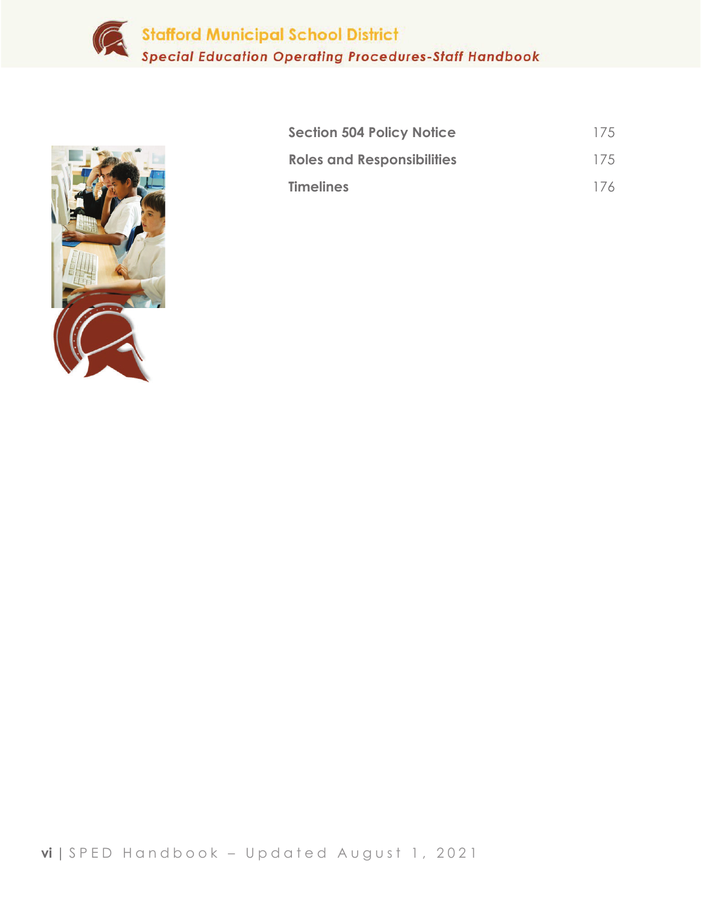| | |
|---|---|
| **Section 504 Policy Notice** | 175 |
| **Roles and Responsibilities** | 175 |
| **Timelines** | 176 |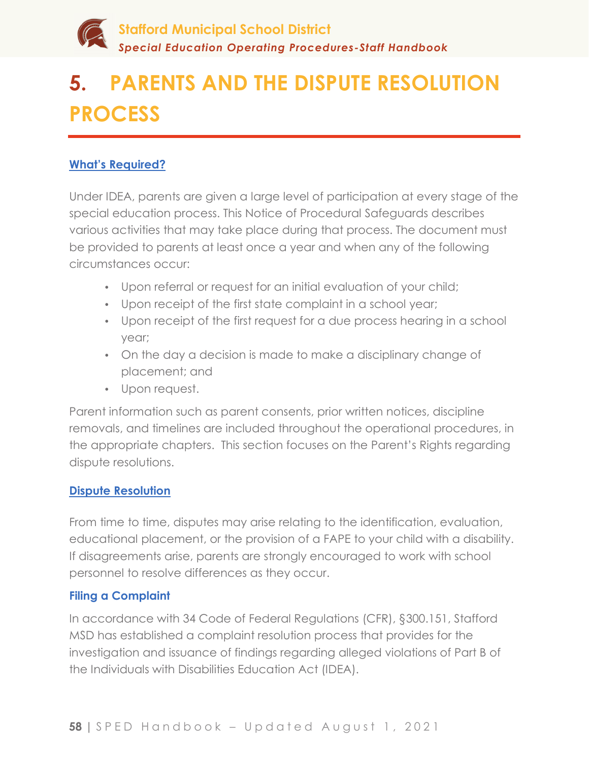# 5. PARENTS AND THE DISPUTE RESOLUTION PROCESS

## What's Required?

Under IDEA, parents are given a large level of participation at every stage of the special education process. This Notice of Procedural Safeguards describes various activities that may take place during that process. The document must be provided to parents at least once a year and when any of the following circumstances occur:

- Upon referral or request for an initial evaluation of your child;
- Upon receipt of the first state complaint in a school year;
- Upon receipt of the first request for a due process hearing in a school year;
- On the day a decision is made to make a disciplinary change of placement; and
- Upon request.

Parent information such as parent consents, prior written notices, discipline removals, and timelines are included throughout the operational procedures, in the appropriate chapters. This section focuses on the Parent's Rights regarding dispute resolutions.

## Dispute Resolution

From time to time, disputes may arise relating to the identification, evaluation, educational placement, or the provision of a FAPE to your child with a disability. If disagreements arise, parents are strongly encouraged to work with school personnel to resolve differences as they occur.

### Filing a Complaint

In accordance with 34 Code of Federal Regulations (CFR), §300.151, Stafford MSD has established a complaint resolution process that provides for the investigation and issuance of findings regarding alleged violations of Part B of the Individuals with Disabilities Education Act (IDEA).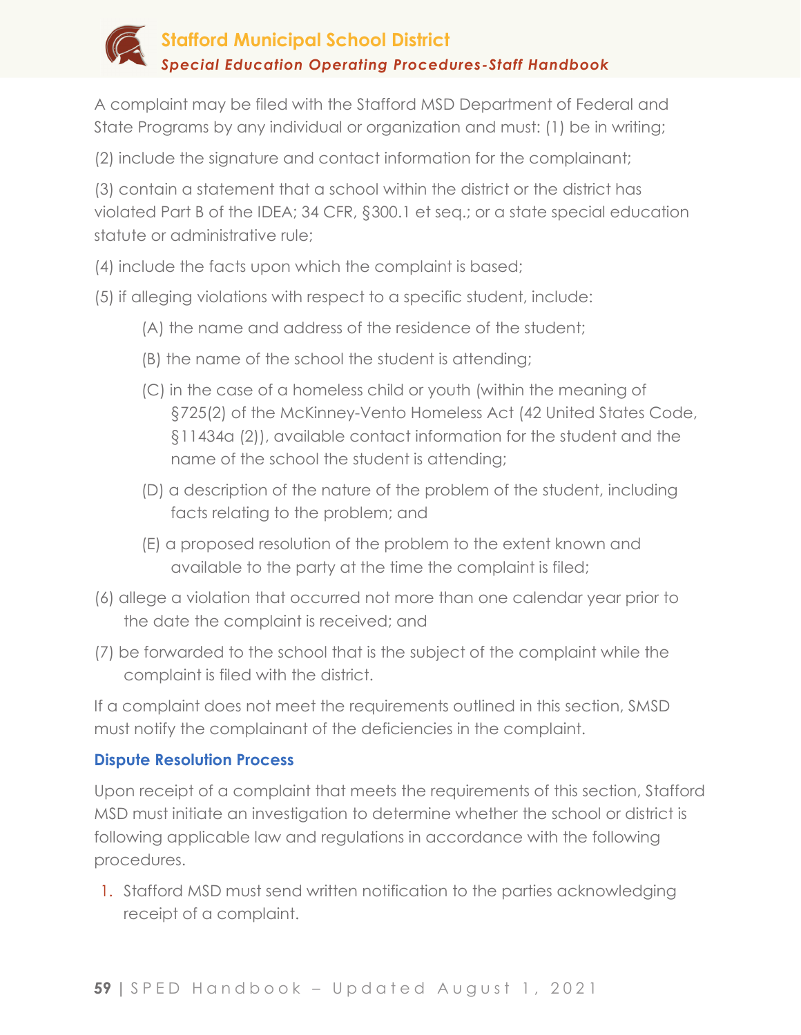A complaint may be filed with the Stafford MSD Department of Federal and State Programs by any individual or organization and must: (1) be in writing;

(2) include the signature and contact information for the complainant;

(3) contain a statement that a school within the district or the district has violated Part B of the IDEA; 34 CFR, §300.1 et seq.; or a state special education statute or administrative rule;

(4) include the facts upon which the complaint is based;

(5) if alleging violations with respect to a specific student, include:

- (A) the name and address of the residence of the student;
- (B) the name of the school the student is attending;
- (C) in the case of a homeless child or youth (within the meaning of §725(2) of the McKinney-Vento Homeless Act (42 United States Code, §11434a (2)), available contact information for the student and the name of the school the student is attending;
- (D) a description of the nature of the problem of the student, including facts relating to the problem; and
- (E) a proposed resolution of the problem to the extent known and available to the party at the time the complaint is filed;

(6) allege a violation that occurred not more than one calendar year prior to the date the complaint is received; and

(7) be forwarded to the school that is the subject of the complaint while the complaint is filed with the district.

If a complaint does not meet the requirements outlined in this section, SMSD must notify the complainant of the deficiencies in the complaint.

### Dispute Resolution Process

Upon receipt of a complaint that meets the requirements of this section, Stafford MSD must initiate an investigation to determine whether the school or district is following applicable law and regulations in accordance with the following procedures.

1. Stafford MSD must send written notification to the parties acknowledging receipt of a complaint.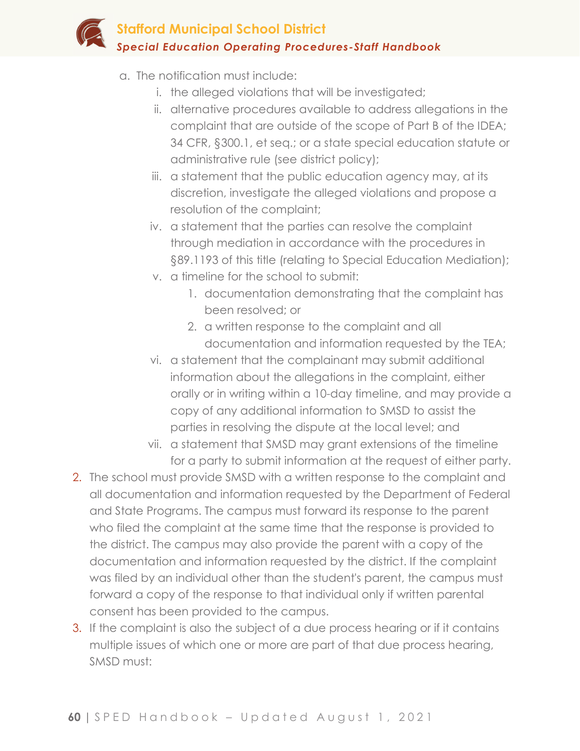a. The notification must include:
   i. the alleged violations that will be investigated;
   ii. alternative procedures available to address allegations in the complaint that are outside of the scope of Part B of the IDEA; 34 CFR, §300.1, et seq.; or a state special education statute or administrative rule (see district policy);
   iii. a statement that the public education agency may, at its discretion, investigate the alleged violations and propose a resolution of the complaint;
   iv. a statement that the parties can resolve the complaint through mediation in accordance with the procedures in §89.1193 of this title (relating to Special Education Mediation);
   v. a timeline for the school to submit:
      1. documentation demonstrating that the complaint has been resolved; or
      2. a written response to the complaint and all documentation and information requested by the TEA;
   vi. a statement that the complainant may submit additional information about the allegations in the complaint, either orally or in writing within a 10-day timeline, and may provide a copy of any additional information to SMSD to assist the parties in resolving the dispute at the local level; and
   vii. a statement that SMSD may grant extensions of the timeline for a party to submit information at the request of either party.

2. The school must provide SMSD with a written response to the complaint and all documentation and information requested by the Department of Federal and State Programs. The campus must forward its response to the parent who filed the complaint at the same time that the response is provided to the district. The campus may also provide the parent with a copy of the documentation and information requested by the district. If the complaint was filed by an individual other than the student's parent, the campus must forward a copy of the response to that individual only if written parental consent has been provided to the campus.
3. If the complaint is also the subject of a due process hearing or if it contains multiple issues of which one or more are part of that due process hearing, SMSD must: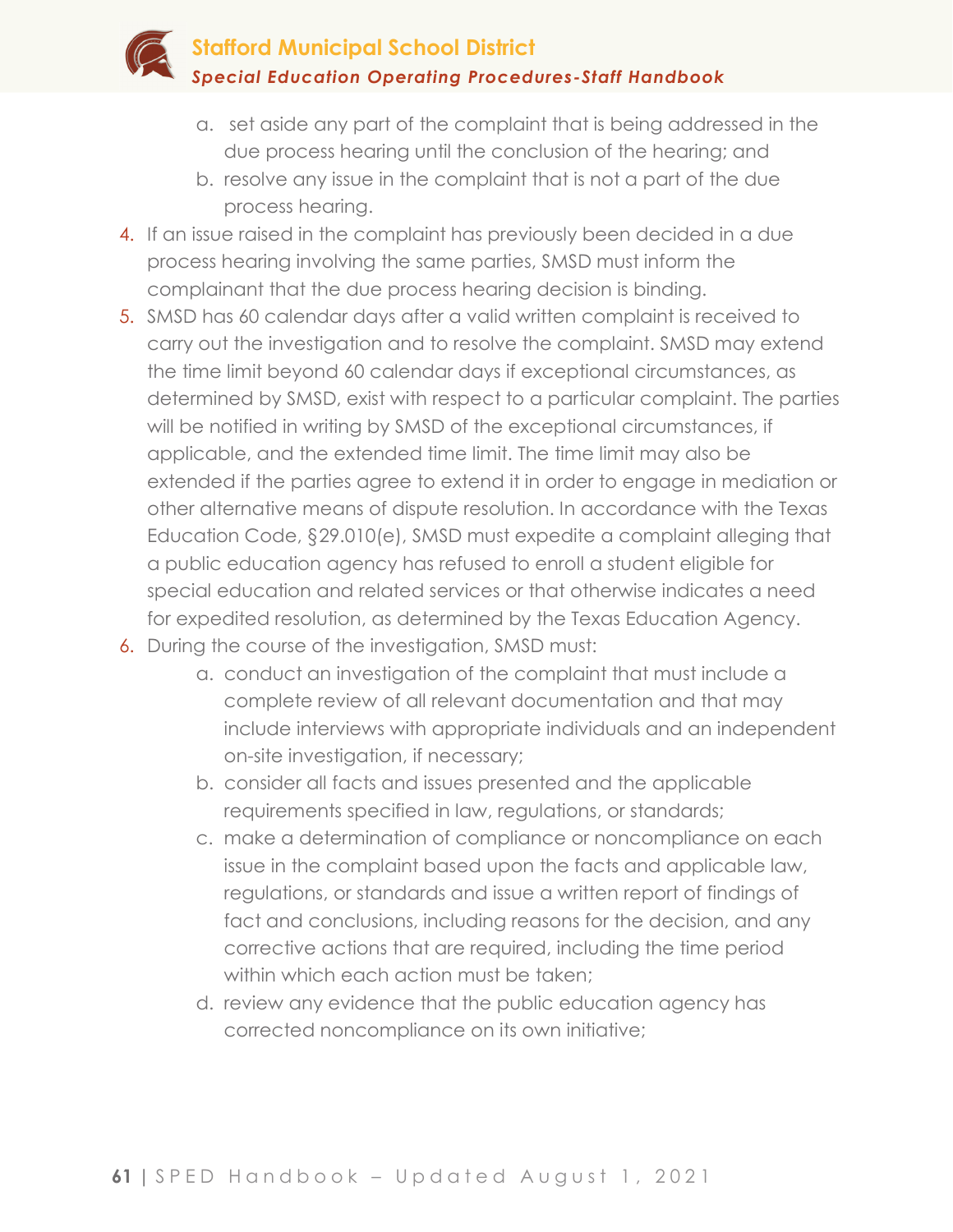a. set aside any part of the complaint that is being addressed in the due process hearing until the conclusion of the hearing; and
   b. resolve any issue in the complaint that is not a part of the due process hearing.
4. If an issue raised in the complaint has previously been decided in a due process hearing involving the same parties, SMSD must inform the complainant that the due process hearing decision is binding.
5. SMSD has 60 calendar days after a valid written complaint is received to carry out the investigation and to resolve the complaint. SMSD may extend the time limit beyond 60 calendar days if exceptional circumstances, as determined by SMSD, exist with respect to a particular complaint. The parties will be notified in writing by SMSD of the exceptional circumstances, if applicable, and the extended time limit. The time limit may also be extended if the parties agree to extend it in order to engage in mediation or other alternative means of dispute resolution. In accordance with the Texas Education Code, §29.010(e), SMSD must expedite a complaint alleging that a public education agency has refused to enroll a student eligible for special education and related services or that otherwise indicates a need for expedited resolution, as determined by the Texas Education Agency.
6. During the course of the investigation, SMSD must:
   a. conduct an investigation of the complaint that must include a complete review of all relevant documentation and that may include interviews with appropriate individuals and an independent on-site investigation, if necessary;
   b. consider all facts and issues presented and the applicable requirements specified in law, regulations, or standards;
   c. make a determination of compliance or noncompliance on each issue in the complaint based upon the facts and applicable law, regulations, or standards and issue a written report of findings of fact and conclusions, including reasons for the decision, and any corrective actions that are required, including the time period within which each action must be taken;
   d. review any evidence that the public education agency has corrected noncompliance on its own initiative;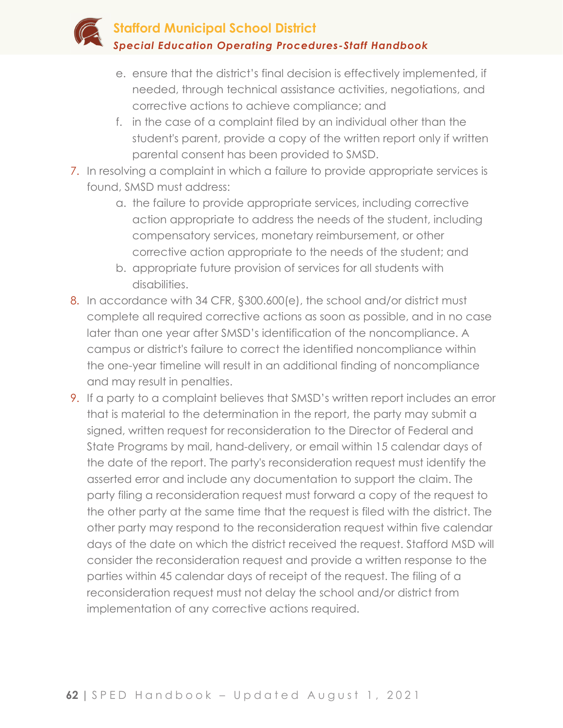e. ensure that the district's final decision is effectively implemented, if needed, through technical assistance activities, negotiations, and corrective actions to achieve compliance; and
   f. in the case of a complaint filed by an individual other than the student's parent, provide a copy of the written report only if written parental consent has been provided to SMSD.

7. In resolving a complaint in which a failure to provide appropriate services is found, SMSD must address:
   a. the failure to provide appropriate services, including corrective action appropriate to address the needs of the student, including compensatory services, monetary reimbursement, or other corrective action appropriate to the needs of the student; and
   b. appropriate future provision of services for all students with disabilities.
8. In accordance with 34 CFR, §300.600(e), the school and/or district must complete all required corrective actions as soon as possible, and in no case later than one year after SMSD's identification of the noncompliance. A campus or district's failure to correct the identified noncompliance within the one-year timeline will result in an additional finding of noncompliance and may result in penalties.
9. If a party to a complaint believes that SMSD's written report includes an error that is material to the determination in the report, the party may submit a signed, written request for reconsideration to the Director of Federal and State Programs by mail, hand-delivery, or email within 15 calendar days of the date of the report. The party's reconsideration request must identify the asserted error and include any documentation to support the claim. The party filing a reconsideration request must forward a copy of the request to the other party at the same time that the request is filed with the district. The other party may respond to the reconsideration request within five calendar days of the date on which the district received the request. Stafford MSD will consider the reconsideration request and provide a written response to the parties within 45 calendar days of receipt of the request. The filing of a reconsideration request must not delay the school and/or district from implementation of any corrective actions required.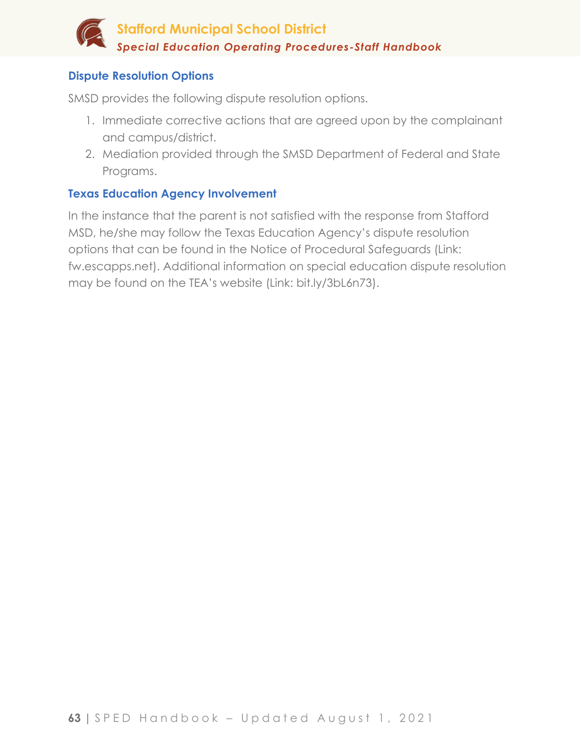### Dispute Resolution Options

SMSD provides the following dispute resolution options.

1. Immediate corrective actions that are agreed upon by the complainant and campus/district.
2. Mediation provided through the SMSD Department of Federal and State Programs.

### Texas Education Agency Involvement

In the instance that the parent is not satisfied with the response from Stafford MSD, he/she may follow the Texas Education Agency's dispute resolution options that can be found in the Notice of Procedural Safeguards (Link: fw.escapps.net). Additional information on special education dispute resolution may be found on the TEA's website (Link: bit.ly/3bL6n73).